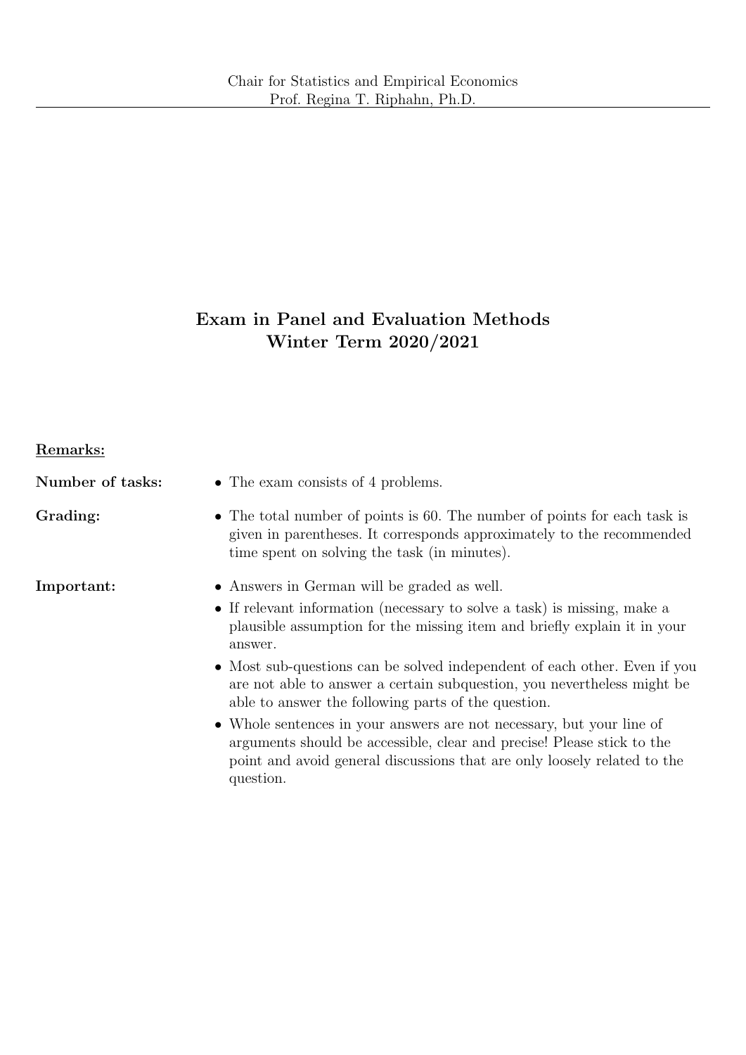Chair for Statistics and Empirical Economics
Prof. Regina T. Riphahn, Ph.D.

# Exam in Panel and Evaluation Methods
# Winter Term 2020/2021

**Remarks:**

**Number of tasks:**
- The exam consists of 4 problems.

**Grading:**
- The total number of points is 60. The number of points for each task is given in parentheses. It corresponds approximately to the recommended time spent on solving the task (in minutes).

**Important:**
- Answers in German will be graded as well.
- If relevant information (necessary to solve a task) is missing, make a plausible assumption for the missing item and briefly explain it in your answer.
- Most sub-questions can be solved independent of each other. Even if you are not able to answer a certain subquestion, you nevertheless might be able to answer the following parts of the question.
- Whole sentences in your answers are not necessary, but your line of arguments should be accessible, clear and precise! Please stick to the point and avoid general discussions that are only loosely related to the question.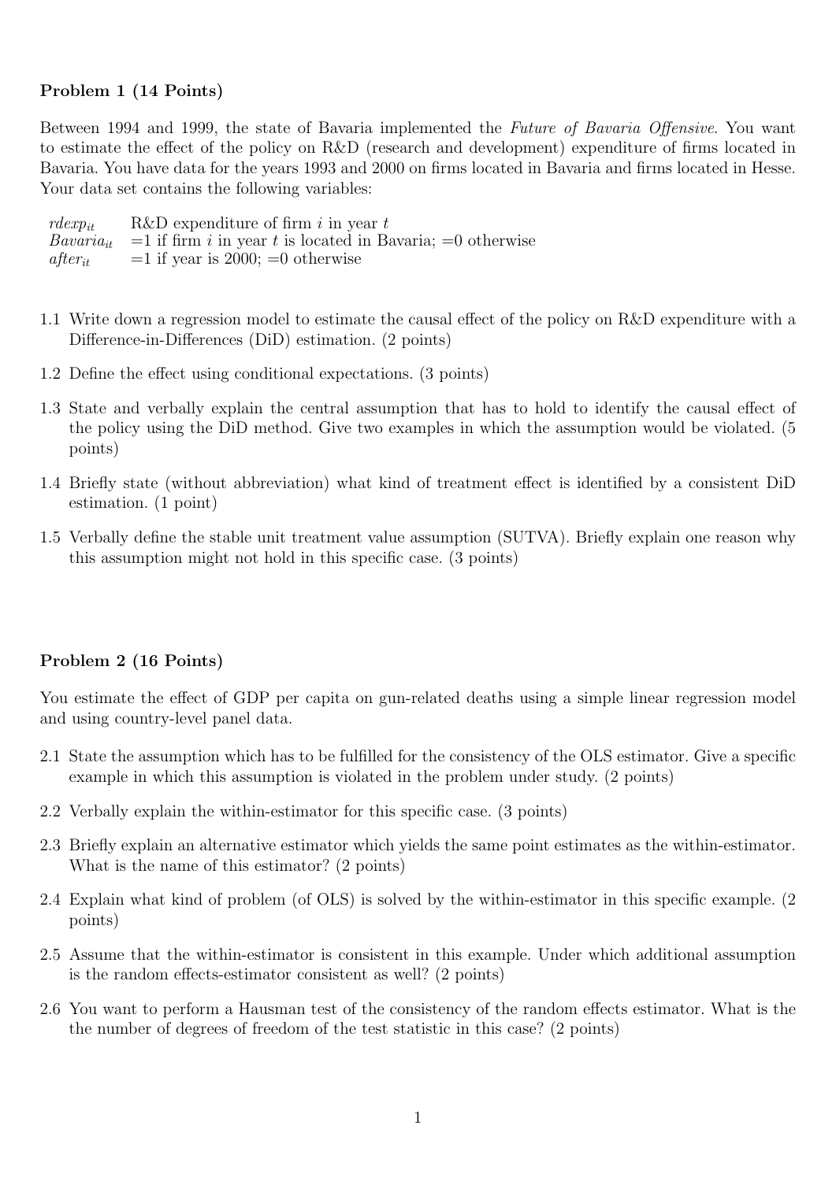**Problem 1 (14 Points)**

Between 1994 and 1999, the state of Bavaria implemented the *Future of Bavaria Offensive*. You want to estimate the effect of the policy on R&D (research and development) expenditure of firms located in Bavaria. You have data for the years 1993 and 2000 on firms located in Bavaria and firms located in Hesse. Your data set contains the following variables:

| | |
|---|---|
| $rdexp_{it}$ | R&D expenditure of firm $i$ in year $t$ |
| $Bavaria_{it}$ | =1 if firm $i$ in year $t$ is located in Bavaria; =0 otherwise |
| $after_{it}$ | =1 if year is 2000; =0 otherwise |

1.1 Write down a regression model to estimate the causal effect of the policy on R&D expenditure with a Difference-in-Differences (DiD) estimation. (2 points)

1.2 Define the effect using conditional expectations. (3 points)

1.3 State and verbally explain the central assumption that has to hold to identify the causal effect of the policy using the DiD method. Give two examples in which the assumption would be violated. (5 points)

1.4 Briefly state (without abbreviation) what kind of treatment effect is identified by a consistent DiD estimation. (1 point)

1.5 Verbally define the stable unit treatment value assumption (SUTVA). Briefly explain one reason why this assumption might not hold in this specific case. (3 points)

**Problem 2 (16 Points)**

You estimate the effect of GDP per capita on gun-related deaths using a simple linear regression model and using country-level panel data.

2.1 State the assumption which has to be fulfilled for the consistency of the OLS estimator. Give a specific example in which this assumption is violated in the problem under study. (2 points)

2.2 Verbally explain the within-estimator for this specific case. (3 points)

2.3 Briefly explain an alternative estimator which yields the same point estimates as the within-estimator. What is the name of this estimator? (2 points)

2.4 Explain what kind of problem (of OLS) is solved by the within-estimator in this specific example. (2 points)

2.5 Assume that the within-estimator is consistent in this example. Under which additional assumption is the random effects-estimator consistent as well? (2 points)

2.6 You want to perform a Hausman test of the consistency of the random effects estimator. What is the the number of degrees of freedom of the test statistic in this case? (2 points)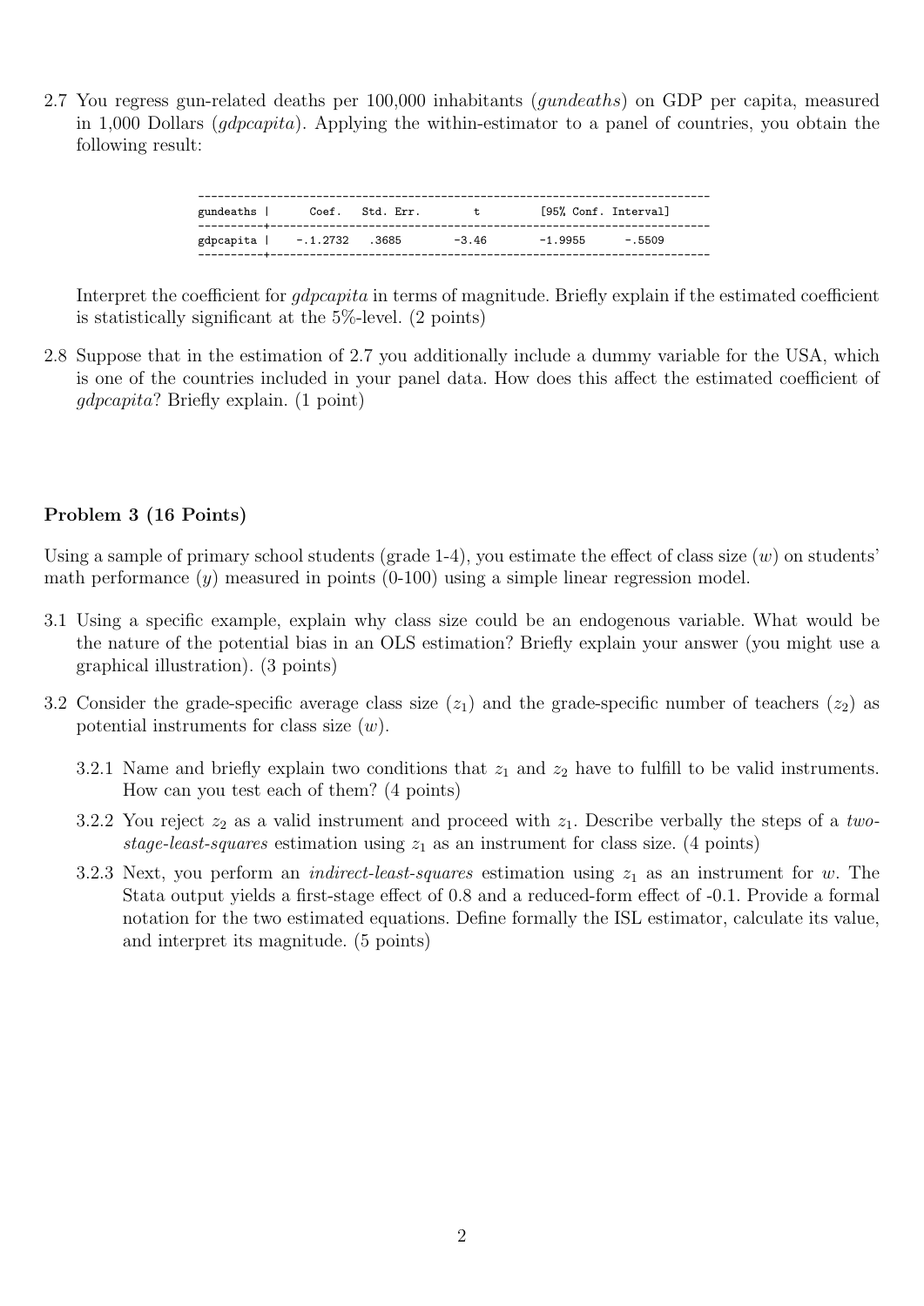2.7 You regress gun-related deaths per 100,000 inhabitants (*gundeaths*) on GDP per capita, measured in 1,000 Dollars (*gdpcapita*). Applying the within-estimator to a panel of countries, you obtain the following result:

```
------------------------------------------------------------------------------
gundeaths |      Coef.   Std. Err.        t          [95% Conf. Interval]
----------+-------------------------------------------------------------------
gdpcapita |    -.1.2732   .3685         -3.46         -1.9955      -.5509
----------+-------------------------------------------------------------------
```

Interpret the coefficient for *gdpcapita* in terms of magnitude. Briefly explain if the estimated coefficient is statistically significant at the 5%-level. (2 points)

2.8 Suppose that in the estimation of 2.7 you additionally include a dummy variable for the USA, which is one of the countries included in your panel data. How does this affect the estimated coefficient of *gdpcapita*? Briefly explain. (1 point)

### Problem 3 (16 Points)

Using a sample of primary school students (grade 1-4), you estimate the effect of class size ($w$) on students' math performance ($y$) measured in points (0-100) using a simple linear regression model.

3.1 Using a specific example, explain why class size could be an endogenous variable. What would be the nature of the potential bias in an OLS estimation? Briefly explain your answer (you might use a graphical illustration). (3 points)

3.2 Consider the grade-specific average class size ($z_1$) and the grade-specific number of teachers ($z_2$) as potential instruments for class size ($w$).

3.2.1 Name and briefly explain two conditions that $z_1$ and $z_2$ have to fulfill to be valid instruments. How can you test each of them? (4 points)

3.2.2 You reject $z_2$ as a valid instrument and proceed with $z_1$. Describe verbally the steps of a *two-stage-least-squares* estimation using $z_1$ as an instrument for class size. (4 points)

3.2.3 Next, you perform an *indirect-least-squares* estimation using $z_1$ as an instrument for $w$. The Stata output yields a first-stage effect of 0.8 and a reduced-form effect of -0.1. Provide a formal notation for the two estimated equations. Define formally the ISL estimator, calculate its value, and interpret its magnitude. (5 points)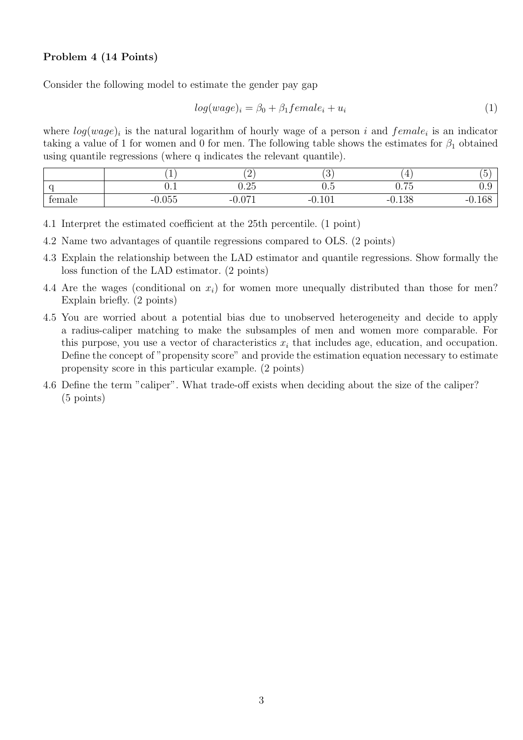**Problem 4 (14 Points)**

Consider the following model to estimate the gender pay gap

$$log(wage)_i = \beta_0 + \beta_1 female_i + u_i \tag{1}$$

where $log(wage)_i$ is the natural logarithm of hourly wage of a person $i$ and $female_i$ is an indicator taking a value of 1 for women and 0 for men. The following table shows the estimates for $\beta_1$ obtained using quantile regressions (where q indicates the relevant quantile).

| | (1) | (2) | (3) | (4) | (5) |
|---|---|---|---|---|---|
| q | 0.1 | 0.25 | 0.5 | 0.75 | 0.9 |
| female | -0.055 | -0.071 | -0.101 | -0.138 | -0.168 |

4.1 Interpret the estimated coefficient at the 25th percentile. (1 point)

4.2 Name two advantages of quantile regressions compared to OLS. (2 points)

4.3 Explain the relationship between the LAD estimator and quantile regressions. Show formally the loss function of the LAD estimator. (2 points)

4.4 Are the wages (conditional on $x_i$) for women more unequally distributed than those for men? Explain briefly. (2 points)

4.5 You are worried about a potential bias due to unobserved heterogeneity and decide to apply a radius-caliper matching to make the subsamples of men and women more comparable. For this purpose, you use a vector of characteristics $x_i$ that includes age, education, and occupation. Define the concept of "propensity score" and provide the estimation equation necessary to estimate propensity score in this particular example. (2 points)

4.6 Define the term "caliper". What trade-off exists when deciding about the size of the caliper? (5 points)